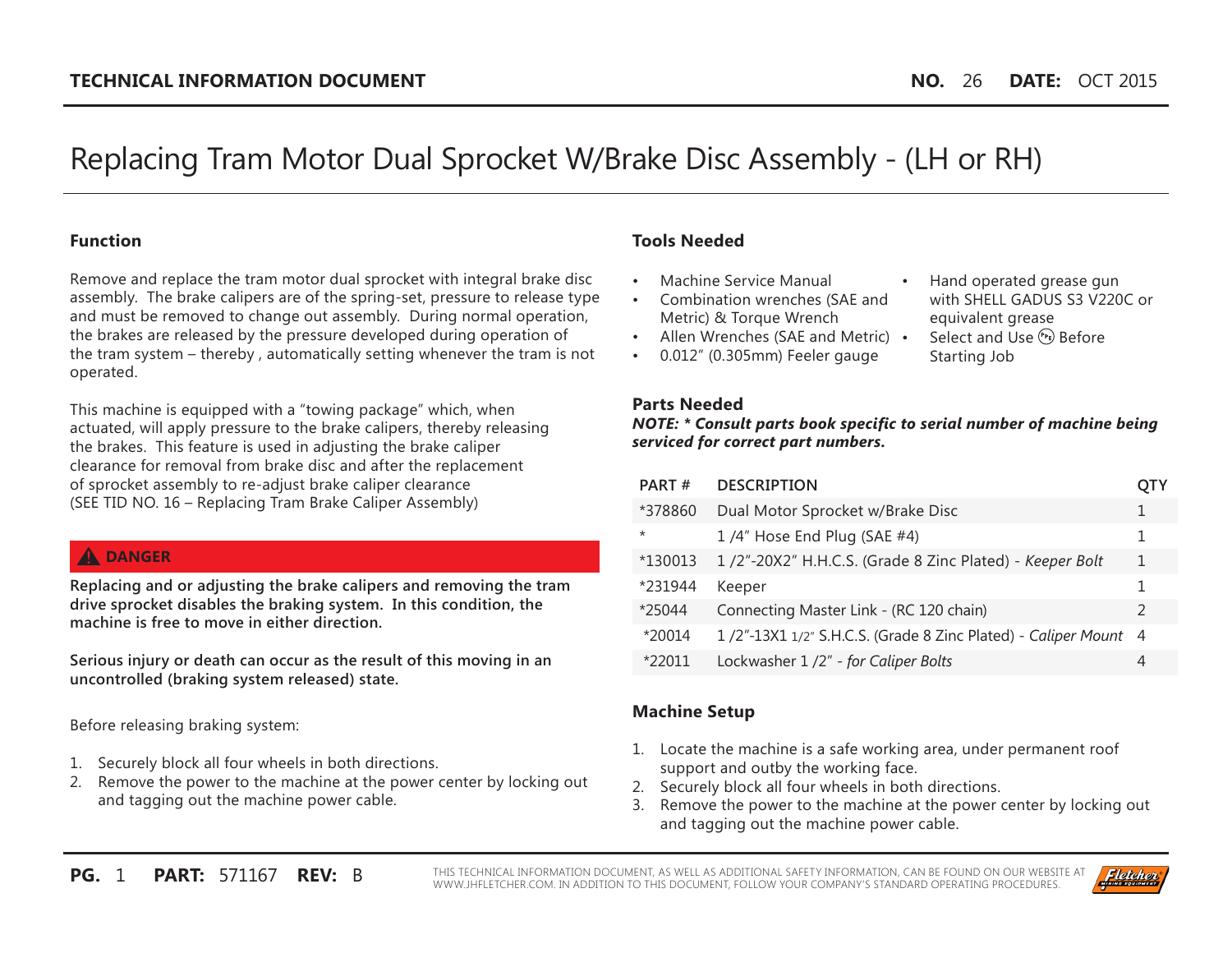**TECHNICAL INFORMATION DOCUMENT** **NO.** 26 **DATE:** OCT 2015

# Replacing Tram Motor Dual Sprocket W/Brake Disc Assembly - (LH or RH)

## Function

Remove and replace the tram motor dual sprocket with integral brake disc assembly. The brake calipers are of the spring-set, pressure to release type and must be removed to change out assembly. During normal operation, the brakes are released by the pressure developed during operation of the tram system – thereby , automatically setting whenever the tram is not operated.

This machine is equipped with a "towing package" which, when actuated, will apply pressure to the brake calipers, thereby releasing the brakes. This feature is used in adjusting the brake caliper clearance for removal from brake disc and after the replacement of sprocket assembly to re-adjust brake caliper clearance (SEE TID NO. 16 – Replacing Tram Brake Caliper Assembly)

**⚠ DANGER**

**Replacing and or adjusting the brake calipers and removing the tram drive sprocket disables the braking system. In this condition, the machine is free to move in either direction.**

**Serious injury or death can occur as the result of this moving in an uncontrolled (braking system released) state.**

Before releasing braking system:

1. Securely block all four wheels in both directions.
2. Remove the power to the machine at the power center by locking out and tagging out the machine power cable.

## Tools Needed

- Machine Service Manual
- Combination wrenches (SAE and Metric) & Torque Wrench
- Allen Wrenches (SAE and Metric)
- 0.012" (0.305mm) Feeler gauge
- Hand operated grease gun with SHELL GADUS S3 V220C or equivalent grease
- Select and Use PPE Before Starting Job

## Parts Needed

***NOTE: * Consult parts book specific to serial number of machine being serviced for correct part numbers.***

| PART # | DESCRIPTION | QTY |
|---|---|---|
| *378860 | Dual Motor Sprocket w/Brake Disc | 1 |
| * | 1 /4" Hose End Plug (SAE #4) | 1 |
| *130013 | 1 /2"-20X2" H.H.C.S. (Grade 8 Zinc Plated) - *Keeper Bolt* | 1 |
| *231944 | Keeper | 1 |
| *25044 | Connecting Master Link - (RC 120 chain) | 2 |
| *20014 | 1 /2"-13X1 1/2" S.H.C.S. (Grade 8 Zinc Plated) - *Caliper Mount* | 4 |
| *22011 | Lockwasher 1 /2" - *for Caliper Bolts* | 4 |

## Machine Setup

1. Locate the machine is a safe working area, under permanent roof support and outby the working face.
2. Securely block all four wheels in both directions.
3. Remove the power to the machine at the power center by locking out and tagging out the machine power cable.

**PG.** 1 **PART:** 571167 **REV:** B

THIS TECHNICAL INFORMATION DOCUMENT, AS WELL AS ADDITIONAL SAFETY INFORMATION, CAN BE FOUND ON OUR WEBSITE AT WWW.JHFLETCHER.COM. IN ADDITION TO THIS DOCUMENT, FOLLOW YOUR COMPANY'S STANDARD OPERATING PROCEDURES.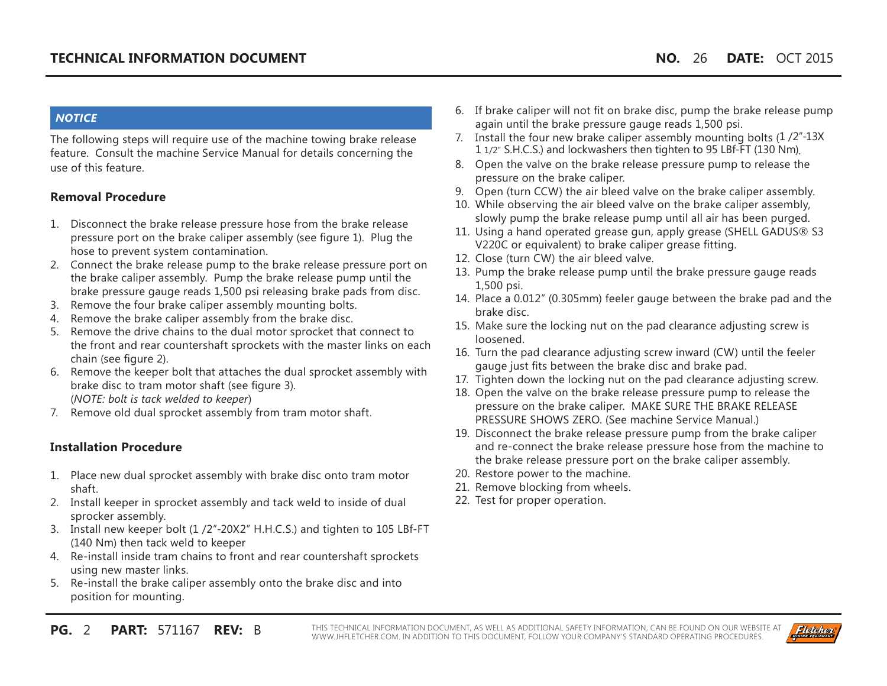***NOTICE***

The following steps will require use of the machine towing brake release feature. Consult the machine Service Manual for details concerning the use of this feature.

### Removal Procedure

1. Disconnect the brake release pressure hose from the brake release pressure port on the brake caliper assembly (see figure 1). Plug the hose to prevent system contamination.
2. Connect the brake release pump to the brake release pressure port on the brake caliper assembly. Pump the brake release pump until the brake pressure gauge reads 1,500 psi releasing brake pads from disc.
3. Remove the four brake caliper assembly mounting bolts.
4. Remove the brake caliper assembly from the brake disc.
5. Remove the drive chains to the dual motor sprocket that connect to the front and rear countershaft sprockets with the master links on each chain (see figure 2).
6. Remove the keeper bolt that attaches the dual sprocket assembly with brake disc to tram motor shaft (see figure 3).
(*NOTE: bolt is tack welded to keeper*)
7. Remove old dual sprocket assembly from tram motor shaft.

### Installation Procedure

1. Place new dual sprocket assembly with brake disc onto tram motor shaft.
2. Install keeper in sprocket assembly and tack weld to inside of dual sprocker assembly.
3. Install new keeper bolt (1 /2"-20X2" H.H.C.S.) and tighten to 105 LBf-FT (140 Nm) then tack weld to keeper
4. Re-install inside tram chains to front and rear countershaft sprockets using new master links.
5. Re-install the brake caliper assembly onto the brake disc and into position for mounting.
6. If brake caliper will not fit on brake disc, pump the brake release pump again until the brake pressure gauge reads 1,500 psi.
7. Install the four new brake caliper assembly mounting bolts (1 /2"-13X 1 1/2" S.H.C.S.) and lockwashers then tighten to 95 LBf-FT (130 Nm).
8. Open the valve on the brake release pressure pump to release the pressure on the brake caliper.
9. Open (turn CCW) the air bleed valve on the brake caliper assembly.
10. While observing the air bleed valve on the brake caliper assembly, slowly pump the brake release pump until all air has been purged.
11. Using a hand operated grease gun, apply grease (SHELL GADUS® S3 V220C or equivalent) to brake caliper grease fitting.
12. Close (turn CW) the air bleed valve.
13. Pump the brake release pump until the brake pressure gauge reads 1,500 psi.
14. Place a 0.012" (0.305mm) feeler gauge between the brake pad and the brake disc.
15. Make sure the locking nut on the pad clearance adjusting screw is loosened.
16. Turn the pad clearance adjusting screw inward (CW) until the feeler gauge just fits between the brake disc and brake pad.
17. Tighten down the locking nut on the pad clearance adjusting screw.
18. Open the valve on the brake release pressure pump to release the pressure on the brake caliper. MAKE SURE THE BRAKE RELEASE PRESSURE SHOWS ZERO. (See machine Service Manual.)
19. Disconnect the brake release pressure pump from the brake caliper and re-connect the brake release pressure hose from the machine to the brake release pressure port on the brake caliper assembly.
20. Restore power to the machine.
21. Remove blocking from wheels.
22. Test for proper operation.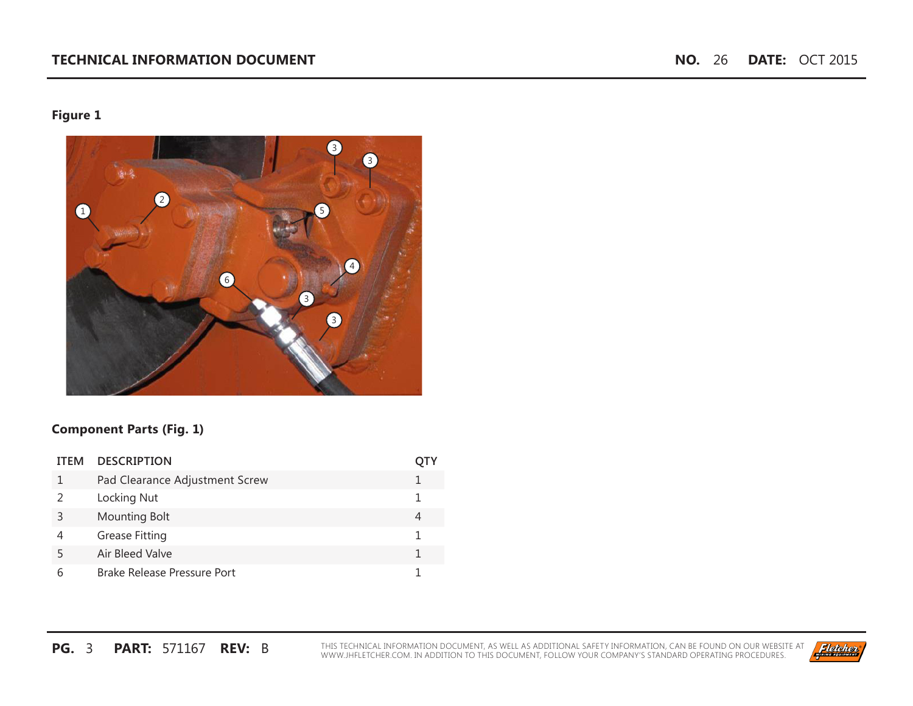**Figure 1**

**Component Parts (Fig. 1)**

| ITEM | DESCRIPTION | QTY |
|---|---|---|
| 1 | Pad Clearance Adjustment Screw | 1 |
| 2 | Locking Nut | 1 |
| 3 | Mounting Bolt | 4 |
| 4 | Grease Fitting | 1 |
| 5 | Air Bleed Valve | 1 |
| 6 | Brake Release Pressure Port | 1 |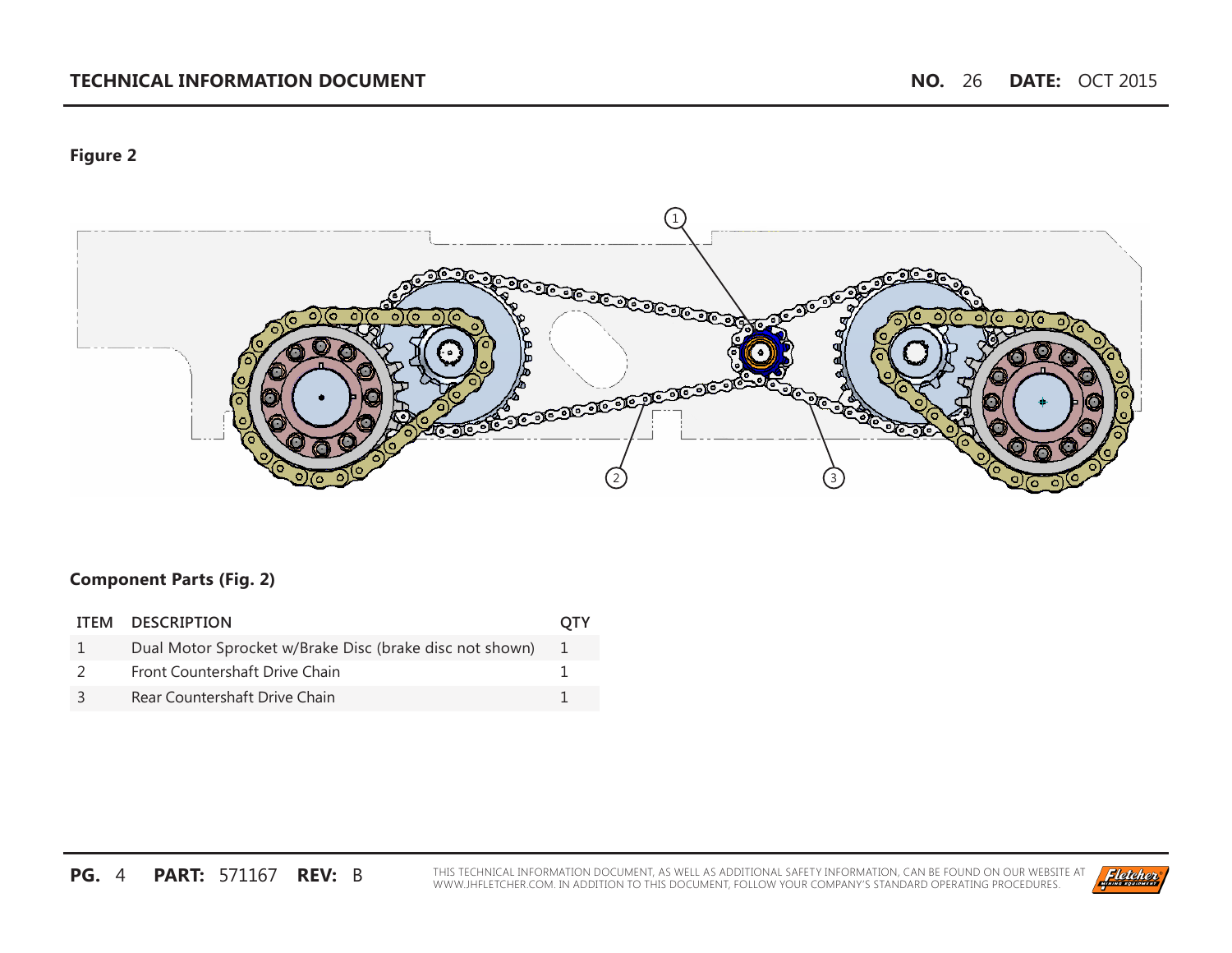**Figure 2**

**Component Parts (Fig. 2)**

| ITEM | DESCRIPTION | QTY |
|---|---|---|
| 1 | Dual Motor Sprocket w/Brake Disc (brake disc not shown) | 1 |
| 2 | Front Countershaft Drive Chain | 1 |
| 3 | Rear Countershaft Drive Chain | 1 |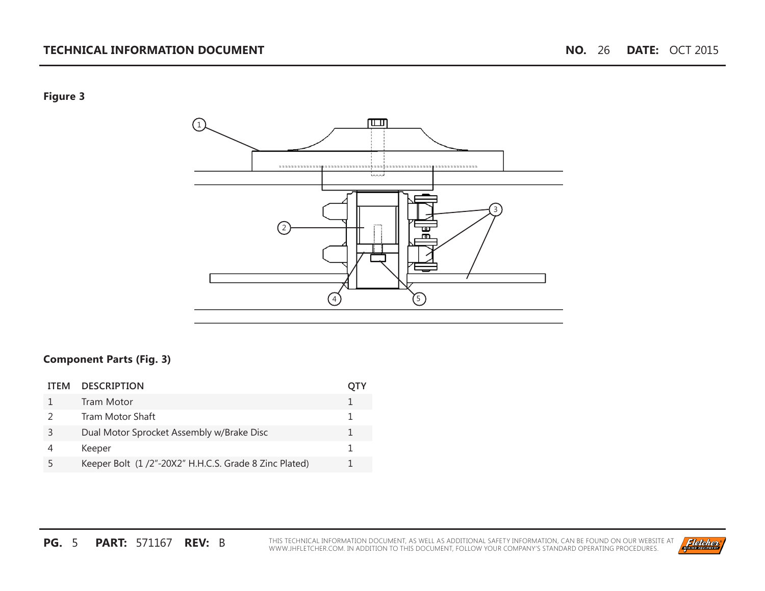**Figure 3**

1

2

3

4

5

**Component Parts (Fig. 3)**

| ITEM | DESCRIPTION | QTY |
|---|---|---|
| 1 | Tram Motor | 1 |
| 2 | Tram Motor Shaft | 1 |
| 3 | Dual Motor Sprocket Assembly w/Brake Disc | 1 |
| 4 | Keeper | 1 |
| 5 | Keeper Bolt  (1 /2"-20X2" H.H.C.S. Grade 8 Zinc Plated) | 1 |

THIS TECHNICAL INFORMATION DOCUMENT, AS WELL AS ADDITIONAL SAFETY INFORMATION, CAN BE FOUND ON OUR WEBSITE AT WWW.JHFLETCHER.COM. IN ADDITION TO THIS DOCUMENT, FOLLOW YOUR COMPANY'S STANDARD OPERATING PROCEDURES.